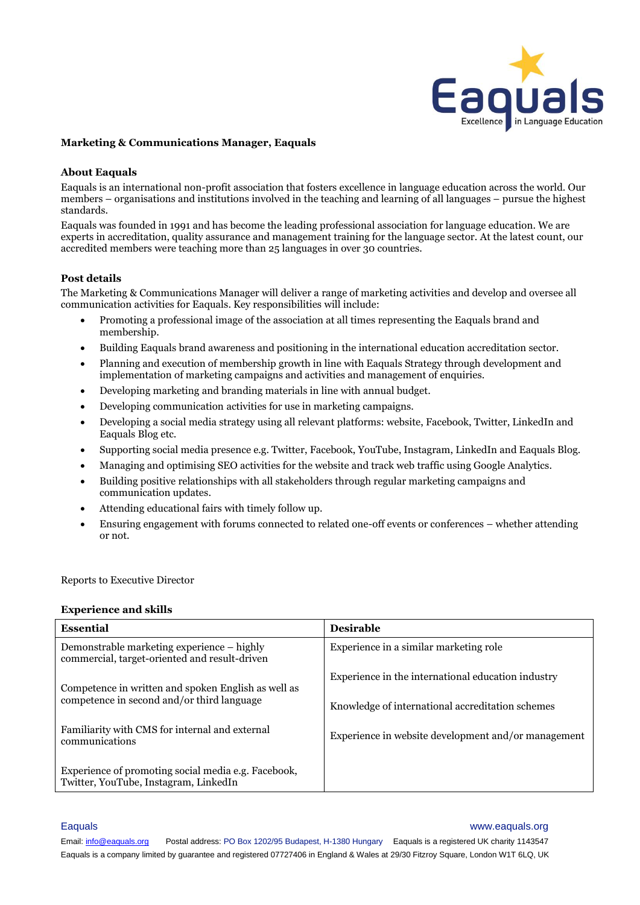**Marketing & Communications Manager, Eaquals**

## About Eaquals

Eaquals is an international non-profit association that fosters excellence in language education across the world. Our members – organisations and institutions involved in the teaching and learning of all languages – pursue the highest standards.

Eaquals was founded in 1991 and has become the leading professional association for language education. We are experts in accreditation, quality assurance and management training for the language sector. At the latest count, our accredited members were teaching more than 25 languages in over 30 countries.

## Post details

The Marketing & Communications Manager will deliver a range of marketing activities and develop and oversee all communication activities for Eaquals. Key responsibilities will include:

- Promoting a professional image of the association at all times representing the Eaquals brand and membership.
- Building Eaquals brand awareness and positioning in the international education accreditation sector.
- Planning and execution of membership growth in line with Eaquals Strategy through development and implementation of marketing campaigns and activities and management of enquiries.
- Developing marketing and branding materials in line with annual budget.
- Developing communication activities for use in marketing campaigns.
- Developing a social media strategy using all relevant platforms: website, Facebook, Twitter, LinkedIn and Eaquals Blog etc.
- Supporting social media presence e.g. Twitter, Facebook, YouTube, Instagram, LinkedIn and Eaquals Blog.
- Managing and optimising SEO activities for the website and track web traffic using Google Analytics.
- Building positive relationships with all stakeholders through regular marketing campaigns and communication updates.
- Attending educational fairs with timely follow up.
- Ensuring engagement with forums connected to related one-off events or conferences – whether attending or not.

Reports to Executive Director

## Experience and skills

| Essential | Desirable |
|---|---|
| Demonstrable marketing experience – highly commercial, target-oriented and result-driven | Experience in a similar marketing role |
| Competence in written and spoken English as well as competence in second and/or third language | Experience in the international education industry |
| Familiarity with CMS for internal and external communications | Knowledge of international accreditation schemes |
| Experience of promoting social media e.g. Facebook, Twitter, YouTube, Instagram, LinkedIn | Experience in website development and/or management |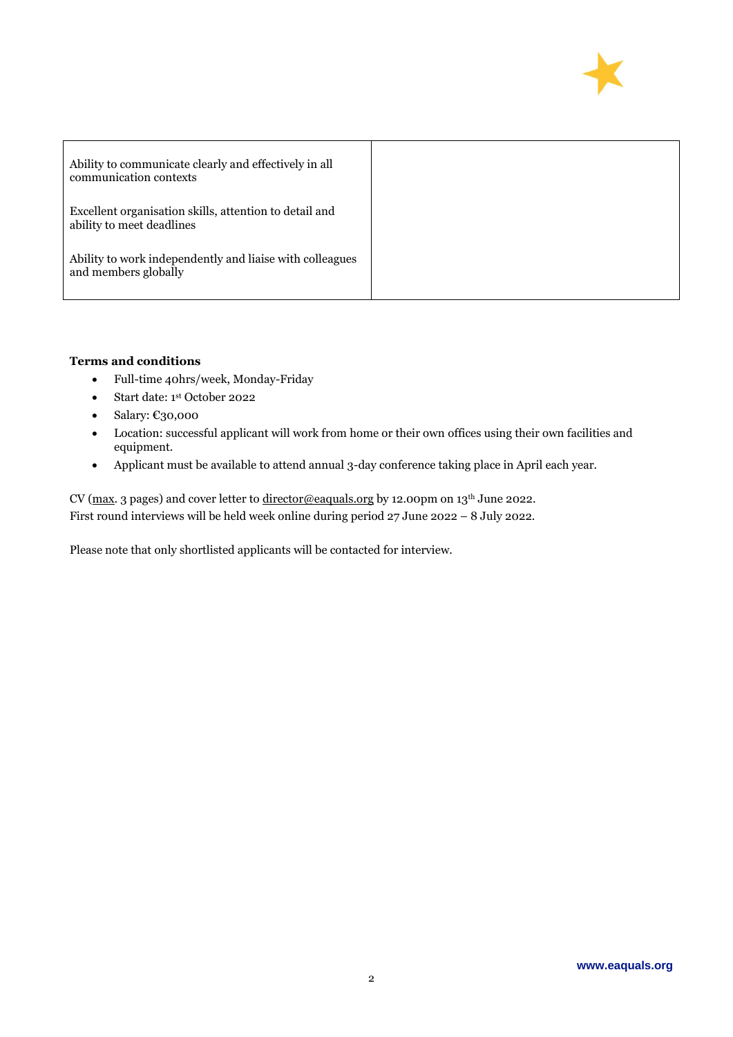| | |
|---|---|
| Ability to communicate clearly and effectively in all communication contexts<br><br>Excellent organisation skills, attention to detail and ability to meet deadlines<br><br>Ability to work independently and liaise with colleagues and members globally | |

**Terms and conditions**

- Full-time 40hrs/week, Monday-Friday
- Start date: 1st October 2022
- Salary: €30,000
- Location: successful applicant will work from home or their own offices using their own facilities and equipment.
- Applicant must be available to attend annual 3-day conference taking place in April each year.

CV (max. 3 pages) and cover letter to director@eaquals.org by 12.00pm on 13th June 2022.
First round interviews will be held week online during period 27 June 2022 – 8 July 2022.

Please note that only shortlisted applicants will be contacted for interview.